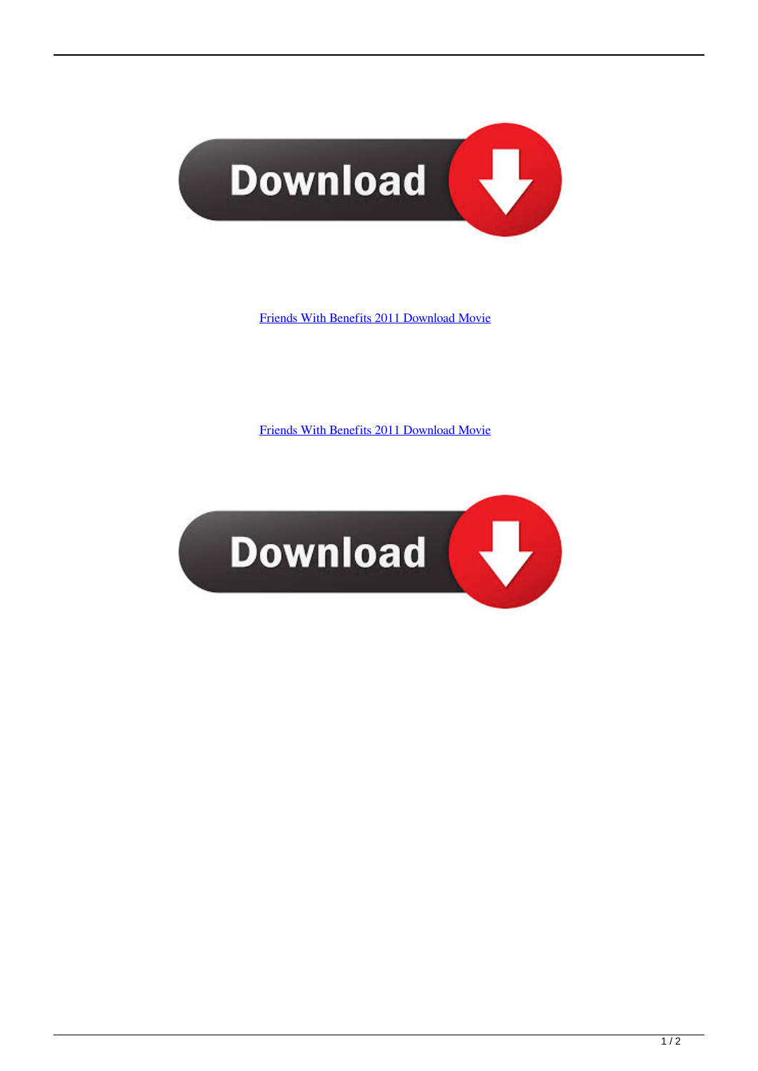Download

Friends With Benefits 2011 Download Movie

Friends With Benefits 2011 Download Movie

Download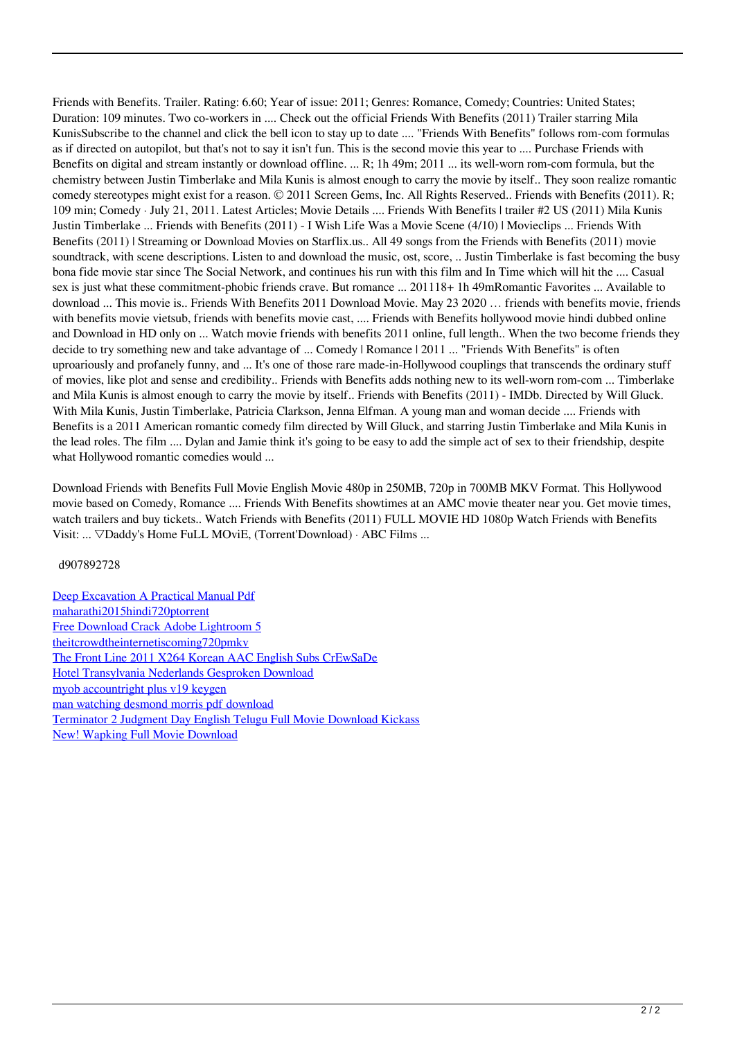Friends with Benefits. Trailer. Rating: 6.60; Year of issue: 2011; Genres: Romance, Comedy; Countries: United States; Duration: 109 minutes. Two co-workers in .... Check out the official Friends With Benefits (2011) Trailer starring Mila KunisSubscribe to the channel and click the bell icon to stay up to date .... "Friends With Benefits" follows rom-com formulas as if directed on autopilot, but that's not to say it isn't fun. This is the second movie this year to .... Purchase Friends with Benefits on digital and stream instantly or download offline. ... R; 1h 49m; 2011 ... its well-worn rom-com formula, but the chemistry between Justin Timberlake and Mila Kunis is almost enough to carry the movie by itself.. They soon realize romantic comedy stereotypes might exist for a reason. © 2011 Screen Gems, Inc. All Rights Reserved.. Friends with Benefits (2011). R; 109 min; Comedy · July 21, 2011. Latest Articles; Movie Details .... Friends With Benefits | trailer #2 US (2011) Mila Kunis Justin Timberlake ... Friends with Benefits (2011) - I Wish Life Was a Movie Scene (4/10) | Movieclips ... Friends With Benefits (2011) | Streaming or Download Movies on Starflix.us.. All 49 songs from the Friends with Benefits (2011) movie soundtrack, with scene descriptions. Listen to and download the music, ost, score, .. Justin Timberlake is fast becoming the busy bona fide movie star since The Social Network, and continues his run with this film and In Time which will hit the .... Casual sex is just what these commitment-phobic friends crave. But romance ... 201118+ 1h 49mRomantic Favorites ... Available to download ... This movie is.. Friends With Benefits 2011 Download Movie. May 23 2020 … friends with benefits movie, friends with benefits movie vietsub, friends with benefits movie cast, .... Friends with Benefits hollywood movie hindi dubbed online and Download in HD only on ... Watch movie friends with benefits 2011 online, full length.. When the two become friends they decide to try something new and take advantage of ... Comedy | Romance | 2011 ... "Friends With Benefits" is often uproariously and profanely funny, and ... It's one of those rare made-in-Hollywood couplings that transcends the ordinary stuff of movies, like plot and sense and credibility.. Friends with Benefits adds nothing new to its well-worn rom-com ... Timberlake and Mila Kunis is almost enough to carry the movie by itself.. Friends with Benefits (2011) - IMDb. Directed by Will Gluck. With Mila Kunis, Justin Timberlake, Patricia Clarkson, Jenna Elfman. A young man and woman decide .... Friends with Benefits is a 2011 American romantic comedy film directed by Will Gluck, and starring Justin Timberlake and Mila Kunis in the lead roles. The film .... Dylan and Jamie think it's going to be easy to add the simple act of sex to their friendship, despite what Hollywood romantic comedies would ...

Download Friends with Benefits Full Movie English Movie 480p in 250MB, 720p in 700MB MKV Format. This Hollywood movie based on Comedy, Romance .... Friends With Benefits showtimes at an AMC movie theater near you. Get movie times, watch trailers and buy tickets.. Watch Friends with Benefits (2011) FULL MOVIE HD 1080p Watch Friends with Benefits Visit: ... ▽Daddy's Home FuLL MOviE, (Torrent'Download) · ABC Films ...

d907892728

[Deep Excavation A Practical Manual Pdf](#)
[maharathi2015hindi720ptorrent](#)
[Free Download Crack Adobe Lightroom 5](#)
[theitcrowdtheinternetiscoming720pmkv](#)
[The Front Line 2011 X264 Korean AAC English Subs CrEwSaDe](#)
[Hotel Transylvania Nederlands Gesproken Download](#)
[myob accountright plus v19 keygen](#)
[man watching desmond morris pdf download](#)
[Terminator 2 Judgment Day English Telugu Full Movie Download Kickass](#)
[New! Wapking Full Movie Download](#)